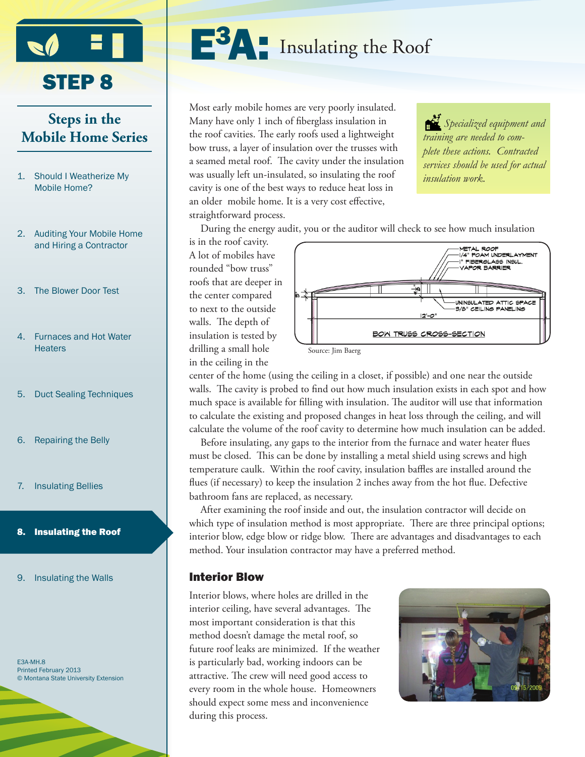# E³A: Insulating the Roof

## STEP 8

### Steps in the Mobile Home Series

1. Should I Weatherize My Mobile Home?
2. Auditing Your Mobile Home and Hiring a Contractor
3. The Blower Door Test
4. Furnaces and Hot Water Heaters
5. Duct Sealing Techniques
6. Repairing the Belly
7. Insulating Bellies
8. **Insulating the Roof**
9. Insulating the Walls

E3A-MH.8
Printed February 2013
© Montana State University Extension

*Specialized equipment and training are needed to complete these actions. Contracted services should be used for actual insulation work.*

Most early mobile homes are very poorly insulated. Many have only 1 inch of fiberglass insulation in the roof cavities. The early roofs used a lightweight bow truss, a layer of insulation over the trusses with a seamed metal roof. The cavity under the insulation was usually left un-insulated, so insulating the roof cavity is one of the best ways to reduce heat loss in an older mobile home. It is a very cost effective, straightforward process.

During the energy audit, you or the auditor will check to see how much insulation is in the roof cavity. A lot of mobiles have rounded "bow truss" roofs that are deeper in the center compared to next to the outside walls. The depth of insulation is tested by drilling a small hole in the ceiling in the center of the home (using the ceiling in a closet, if possible) and one near the outside walls. The cavity is probed to find out how much insulation exists in each spot and how much space is available for filling with insulation. The auditor will use that information to calculate the existing and proposed changes in heat loss through the ceiling, and will calculate the volume of the roof cavity to determine how much insulation can be added.

METAL ROOF
1/4" FOAM UNDERLAYMENT
1" FIBERGLASS INSUL.
VAPOR BARRIER
UNINSULATED ATTIC SPACE
3/8" CEILING PANELING
12'-0"
BOW TRUSS CROSS-SECTION

Source: Jim Baerg

Before insulating, any gaps to the interior from the furnace and water heater flues must be closed. This can be done by installing a metal shield using screws and high temperature caulk. Within the roof cavity, insulation baffles are installed around the flues (if necessary) to keep the insulation 2 inches away from the hot flue. Defective bathroom fans are replaced, as necessary.

After examining the roof inside and out, the insulation contractor will decide on which type of insulation method is most appropriate. There are three principal options; interior blow, edge blow or ridge blow. There are advantages and disadvantages to each method. Your insulation contractor may have a preferred method.

### Interior Blow

Interior blows, where holes are drilled in the interior ceiling, have several advantages. The most important consideration is that this method doesn't damage the metal roof, so future roof leaks are minimized. If the weather is particularly bad, working indoors can be attractive. The crew will need good access to every room in the whole house. Homeowners should expect some mess and inconvenience during this process.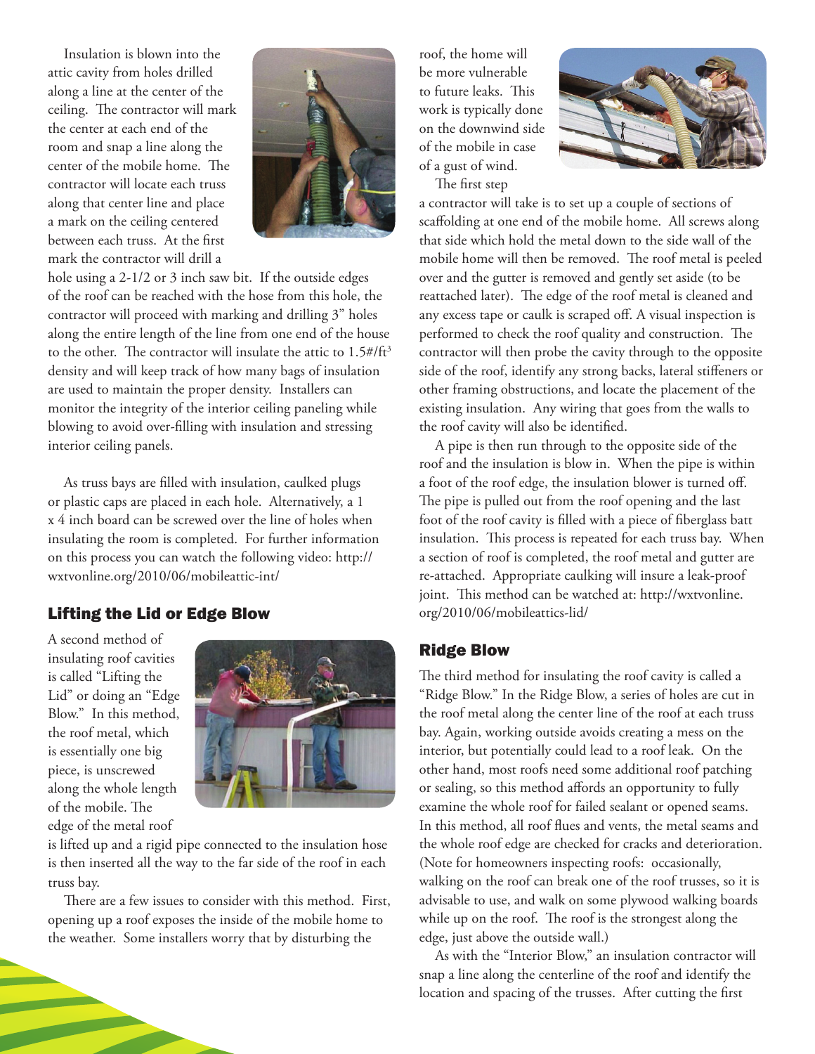Insulation is blown into the attic cavity from holes drilled along a line at the center of the ceiling. The contractor will mark the center at each end of the room and snap a line along the center of the mobile home. The contractor will locate each truss along that center line and place a mark on the ceiling centered between each truss. At the first mark the contractor will drill a hole using a 2-1/2 or 3 inch saw bit. If the outside edges of the roof can be reached with the hose from this hole, the contractor will proceed with marking and drilling 3" holes along the entire length of the line from one end of the house to the other. The contractor will insulate the attic to 1.5#/ft$^3$ density and will keep track of how many bags of insulation are used to maintain the proper density. Installers can monitor the integrity of the interior ceiling paneling while blowing to avoid over-filling with insulation and stressing interior ceiling panels.

As truss bays are filled with insulation, caulked plugs or plastic caps are placed in each hole. Alternatively, a 1 x 4 inch board can be screwed over the line of holes when insulating the room is completed. For further information on this process you can watch the following video: http://wxtvonline.org/2010/06/mobileattic-int/

## Lifting the Lid or Edge Blow

A second method of insulating roof cavities is called "Lifting the Lid" or doing an "Edge Blow." In this method, the roof metal, which is essentially one big piece, is unscrewed along the whole length of the mobile. The edge of the metal roof is lifted up and a rigid pipe connected to the insulation hose is then inserted all the way to the far side of the roof in each truss bay.

There are a few issues to consider with this method. First, opening up a roof exposes the inside of the mobile home to the weather. Some installers worry that by disturbing the roof, the home will be more vulnerable to future leaks. This work is typically done on the downwind side of the mobile in case of a gust of wind.

The first step a contractor will take is to set up a couple of sections of scaffolding at one end of the mobile home. All screws along that side which hold the metal down to the side wall of the mobile home will then be removed. The roof metal is peeled over and the gutter is removed and gently set aside (to be reattached later). The edge of the roof metal is cleaned and any excess tape or caulk is scraped off. A visual inspection is performed to check the roof quality and construction. The contractor will then probe the cavity through to the opposite side of the roof, identify any strong backs, lateral stiffeners or other framing obstructions, and locate the placement of the existing insulation. Any wiring that goes from the walls to the roof cavity will also be identified.

A pipe is then run through to the opposite side of the roof and the insulation is blow in. When the pipe is within a foot of the roof edge, the insulation blower is turned off. The pipe is pulled out from the roof opening and the last foot of the roof cavity is filled with a piece of fiberglass batt insulation. This process is repeated for each truss bay. When a section of roof is completed, the roof metal and gutter are re-attached. Appropriate caulking will insure a leak-proof joint. This method can be watched at: http://wxtvonline.org/2010/06/mobileattics-lid/

## Ridge Blow

The third method for insulating the roof cavity is called a "Ridge Blow." In the Ridge Blow, a series of holes are cut in the roof metal along the center line of the roof at each truss bay. Again, working outside avoids creating a mess on the interior, but potentially could lead to a roof leak. On the other hand, most roofs need some additional roof patching or sealing, so this method affords an opportunity to fully examine the whole roof for failed sealant or opened seams. In this method, all roof flues and vents, the metal seams and the whole roof edge are checked for cracks and deterioration. (Note for homeowners inspecting roofs: occasionally, walking on the roof can break one of the roof trusses, so it is advisable to use, and walk on some plywood walking boards while up on the roof. The roof is the strongest along the edge, just above the outside wall.)

As with the "Interior Blow," an insulation contractor will snap a line along the centerline of the roof and identify the location and spacing of the trusses. After cutting the first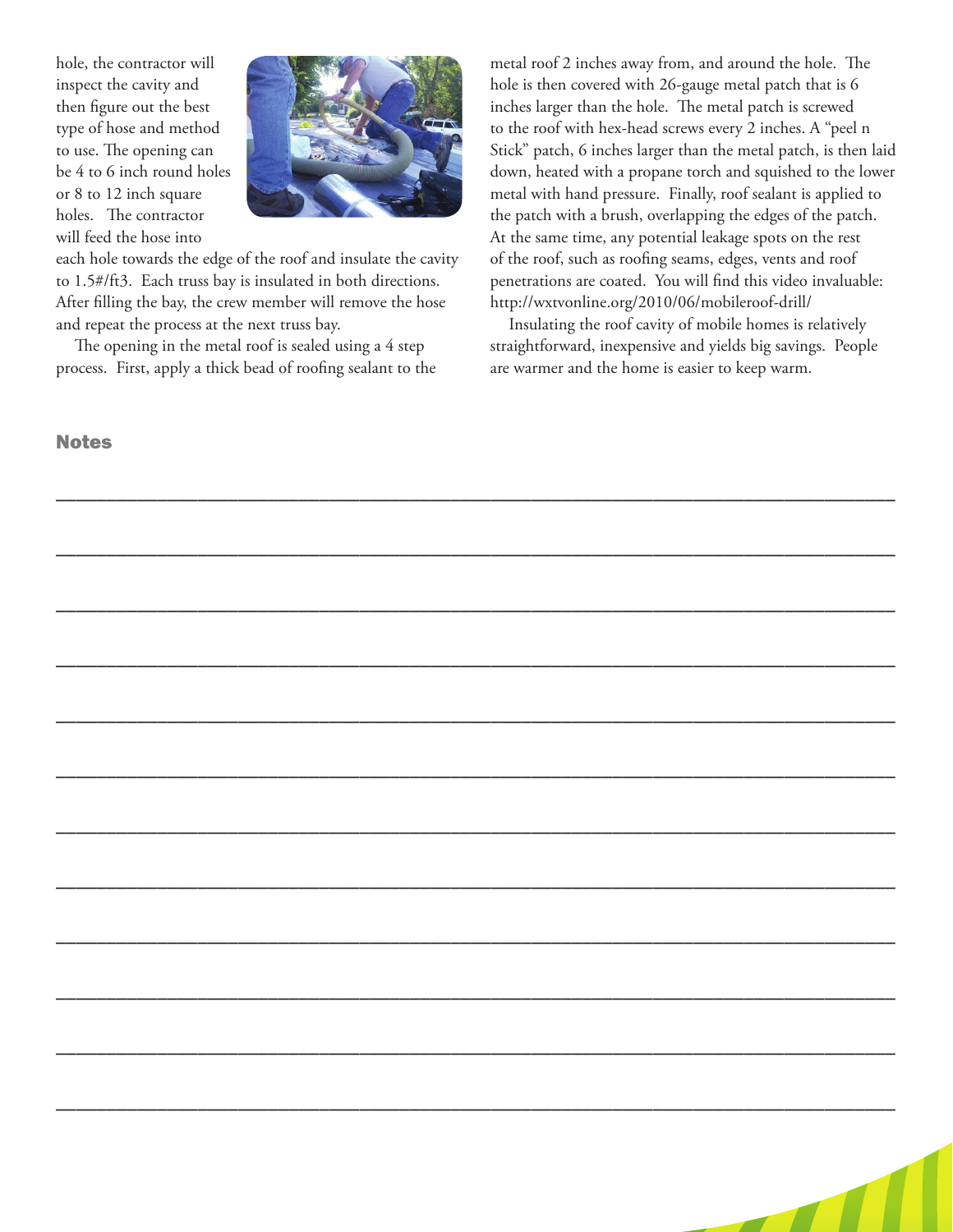hole, the contractor will inspect the cavity and then figure out the best type of hose and method to use. The opening can be 4 to 6 inch round holes or 8 to 12 inch square holes. The contractor will feed the hose into each hole towards the edge of the roof and insulate the cavity to 1.5#/ft3. Each truss bay is insulated in both directions. After filling the bay, the crew member will remove the hose and repeat the process at the next truss bay.

The opening in the metal roof is sealed using a 4 step process. First, apply a thick bead of roofing sealant to the metal roof 2 inches away from, and around the hole. The hole is then covered with 26-gauge metal patch that is 6 inches larger than the hole. The metal patch is screwed to the roof with hex-head screws every 2 inches. A "peel n Stick" patch, 6 inches larger than the metal patch, is then laid down, heated with a propane torch and squished to the lower metal with hand pressure. Finally, roof sealant is applied to the patch with a brush, overlapping the edges of the patch. At the same time, any potential leakage spots on the rest of the roof, such as roofing seams, edges, vents and roof penetrations are coated. You will find this video invaluable: http://wxtvonline.org/2010/06/mobileroof-drill/

Insulating the roof cavity of mobile homes is relatively straightforward, inexpensive and yields big savings. People are warmer and the home is easier to keep warm.

### Notes

___

___

___

___

___

___

___

___

___

___

___

___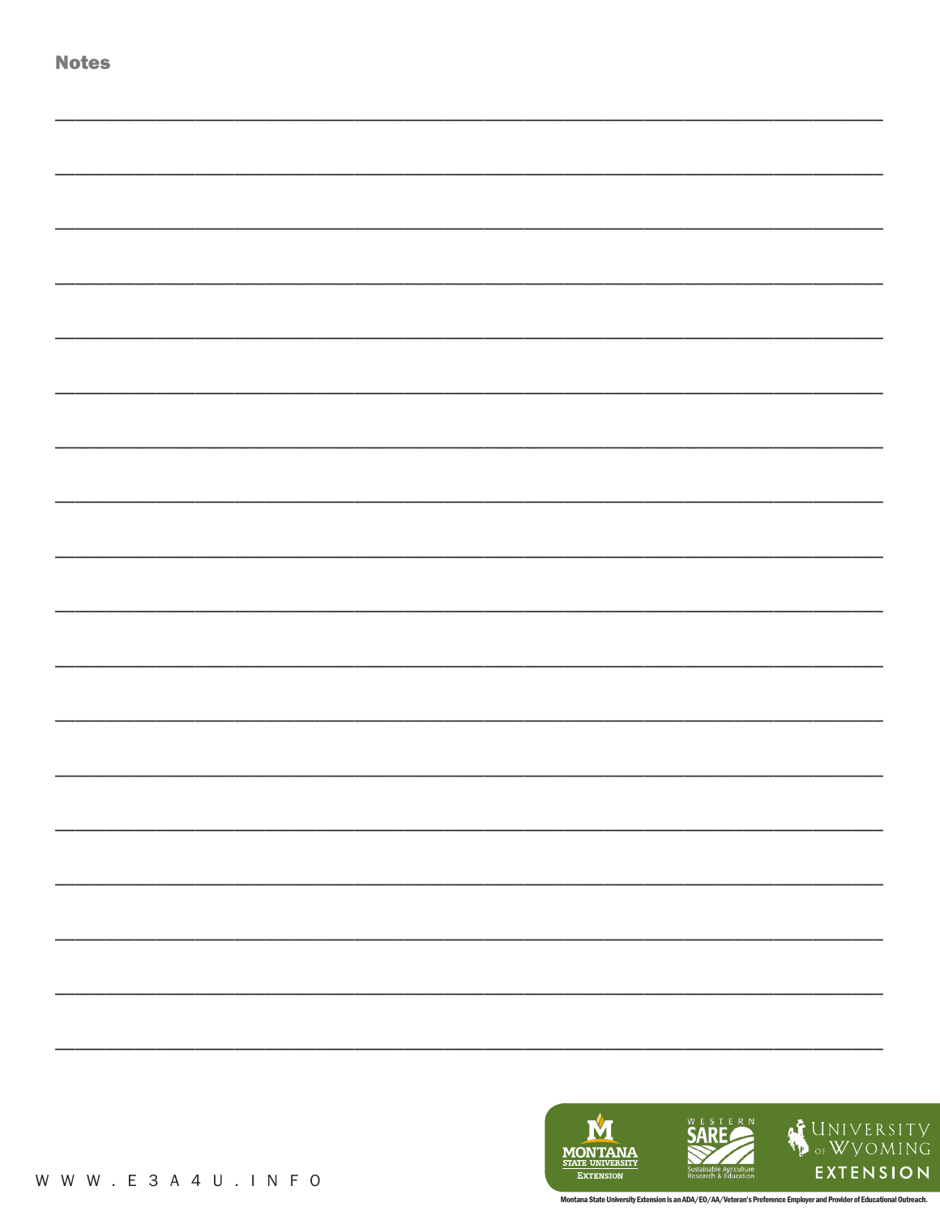**Notes**

WWW.E3A4U.INFO

Montana State University Extension is an ADA/EO/AA/Veteran's Preference Employer and Provider of Educational Outreach.